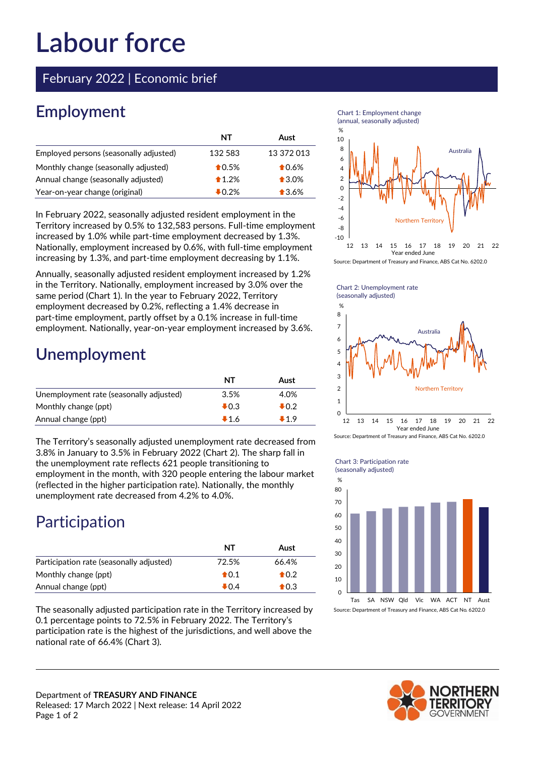# Labour force

February 2022 | Economic brief

## Employment

| | NT | Aust |
|---|---|---|
| Employed persons (seasonally adjusted) | 132 583 | 13 372 013 |
| Monthly change (seasonally adjusted) | ⬆0.5% | ⬆0.6% |
| Annual change (seasonally adjusted) | ⬆1.2% | ⬆3.0% |
| Year-on-year change (original) | ⬇0.2% | ⬆3.6% |

In February 2022, seasonally adjusted resident employment in the Territory increased by 0.5% to 132,583 persons. Full-time employment increased by 1.0% while part-time employment decreased by 1.3%. Nationally, employment increased by 0.6%, with full-time employment increasing by 1.3%, and part-time employment decreasing by 1.1%.

Annually, seasonally adjusted resident employment increased by 1.2% in the Territory. Nationally, employment increased by 3.0% over the same period (Chart 1). In the year to February 2022, Territory employment decreased by 0.2%, reflecting a 1.4% decrease in part-time employment, partly offset by a 0.1% increase in full-time employment. Nationally, year-on-year employment increased by 3.6%.

Chart 1: Employment change (annual, seasonally adjusted)

Source: Department of Treasury and Finance, ABS Cat No. 6202.0

## Unemployment

| | NT | Aust |
|---|---|---|
| Unemployment rate (seasonally adjusted) | 3.5% | 4.0% |
| Monthly change (ppt) | ⬇0.3 | ⬇0.2 |
| Annual change (ppt) | ⬇1.6 | ⬇1.9 |

The Territory's seasonally adjusted unemployment rate decreased from 3.8% in January to 3.5% in February 2022 (Chart 2). The sharp fall in the unemployment rate reflects 621 people transitioning to employment in the month, with 320 people entering the labour market (reflected in the higher participation rate). Nationally, the monthly unemployment rate decreased from 4.2% to 4.0%.

Chart 2: Unemployment rate (seasonally adjusted)

Source: Department of Treasury and Finance, ABS Cat No. 6202.0

## Participation

| | NT | Aust |
|---|---|---|
| Participation rate (seasonally adjusted) | 72.5% | 66.4% |
| Monthly change (ppt) | ⬆0.1 | ⬆0.2 |
| Annual change (ppt) | ⬇0.4 | ⬆0.3 |

The seasonally adjusted participation rate in the Territory increased by 0.1 percentage points to 72.5% in February 2022. The Territory's participation rate is the highest of the jurisdictions, and well above the national rate of 66.4% (Chart 3).

Chart 3: Participation rate (seasonally adjusted)

Source: Department of Treasury and Finance, ABS Cat No. 6202.0

Department of **TREASURY AND FINANCE**
Released: 17 March 2022 | Next release: 14 April 2022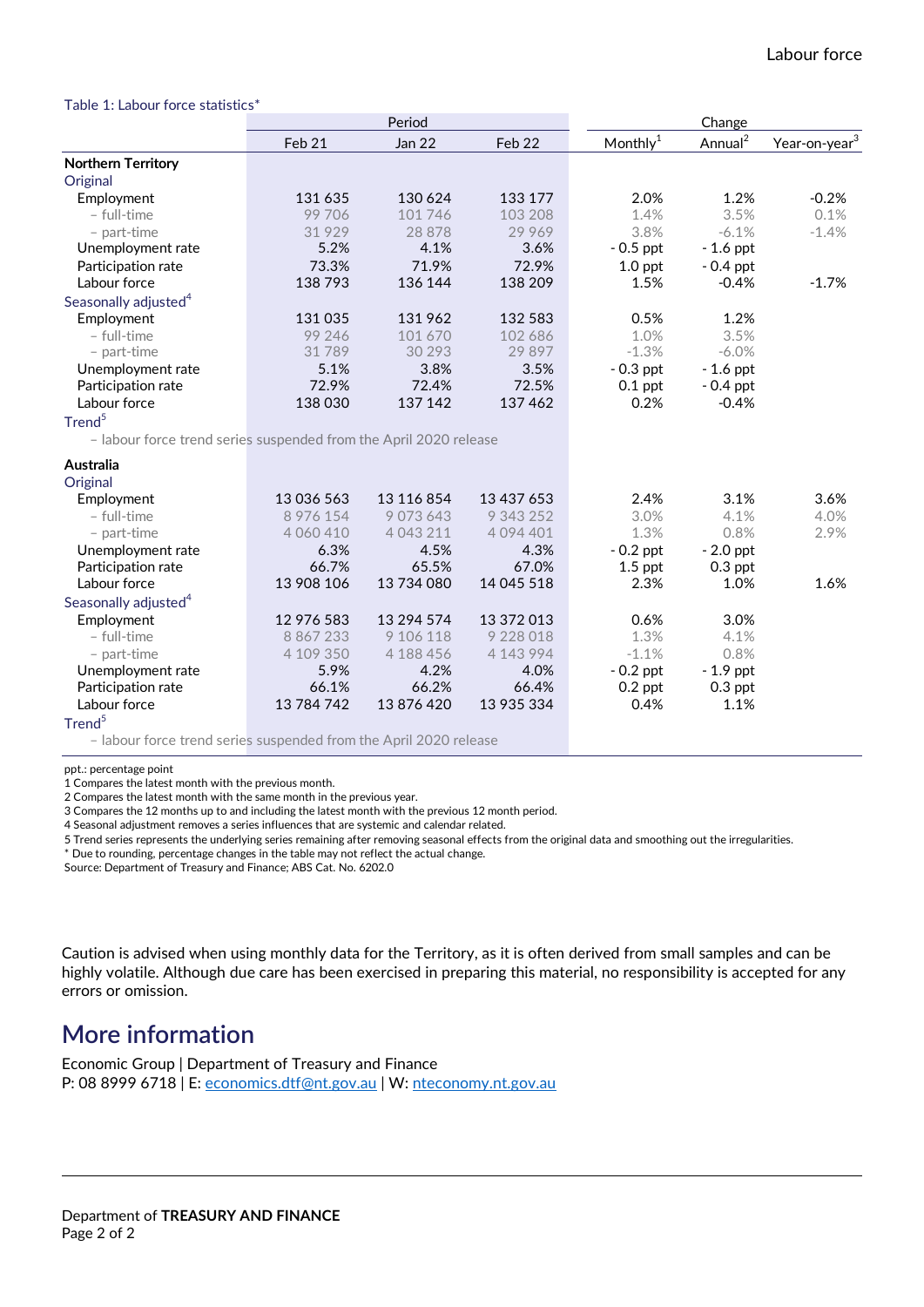Table 1: Labour force statistics*

| | Period | | | Change | | |
|---|---|---|---|---|---|---|
| | Feb 21 | Jan 22 | Feb 22 | Monthly[1] | Annual[2] | Year-on-year[3] |
| **Northern Territory** | | | | | | |
| Original | | | | | | |
| Employment | 131 635 | 130 624 | 133 177 | 2.0% | 1.2% | -0.2% |
| – full-time | 99 706 | 101 746 | 103 208 | 1.4% | 3.5% | 0.1% |
| – part-time | 31 929 | 28 878 | 29 969 | 3.8% | -6.1% | -1.4% |
| Unemployment rate | 5.2% | 4.1% | 3.6% | - 0.5 ppt | - 1.6 ppt | |
| Participation rate | 73.3% | 71.9% | 72.9% | 1.0 ppt | - 0.4 ppt | |
| Labour force | 138 793 | 136 144 | 138 209 | 1.5% | -0.4% | -1.7% |
| Seasonally adjusted[4] | | | | | | |
| Employment | 131 035 | 131 962 | 132 583 | 0.5% | 1.2% | |
| – full-time | 99 246 | 101 670 | 102 686 | 1.0% | 3.5% | |
| – part-time | 31 789 | 30 293 | 29 897 | -1.3% | -6.0% | |
| Unemployment rate | 5.1% | 3.8% | 3.5% | - 0.3 ppt | - 1.6 ppt | |
| Participation rate | 72.9% | 72.4% | 72.5% | 0.1 ppt | - 0.4 ppt | |
| Labour force | 138 030 | 137 142 | 137 462 | 0.2% | -0.4% | |
| Trend[5] | | | | | | |
| – labour force trend series suspended from the April 2020 release | | | | | | |
| **Australia** | | | | | | |
| Original | | | | | | |
| Employment | 13 036 563 | 13 116 854 | 13 437 653 | 2.4% | 3.1% | 3.6% |
| – full-time | 8 976 154 | 9 073 643 | 9 343 252 | 3.0% | 4.1% | 4.0% |
| – part-time | 4 060 410 | 4 043 211 | 4 094 401 | 1.3% | 0.8% | 2.9% |
| Unemployment rate | 6.3% | 4.5% | 4.3% | - 0.2 ppt | - 2.0 ppt | |
| Participation rate | 66.7% | 65.5% | 67.0% | 1.5 ppt | 0.3 ppt | |
| Labour force | 13 908 106 | 13 734 080 | 14 045 518 | 2.3% | 1.0% | 1.6% |
| Seasonally adjusted[4] | | | | | | |
| Employment | 12 976 583 | 13 294 574 | 13 372 013 | 0.6% | 3.0% | |
| – full-time | 8 867 233 | 9 106 118 | 9 228 018 | 1.3% | 4.1% | |
| – part-time | 4 109 350 | 4 188 456 | 4 143 994 | -1.1% | 0.8% | |
| Unemployment rate | 5.9% | 4.2% | 4.0% | - 0.2 ppt | - 1.9 ppt | |
| Participation rate | 66.1% | 66.2% | 66.4% | 0.2 ppt | 0.3 ppt | |
| Labour force | 13 784 742 | 13 876 420 | 13 935 334 | 0.4% | 1.1% | |
| Trend[5] | | | | | | |
| – labour force trend series suspended from the April 2020 release | | | | | | |

ppt.: percentage point
1 Compares the latest month with the previous month.
2 Compares the latest month with the same month in the previous year.
3 Compares the 12 months up to and including the latest month with the previous 12 month period.
4 Seasonal adjustment removes a series influences that are systemic and calendar related.
5 Trend series represents the underlying series remaining after removing seasonal effects from the original data and smoothing out the irregularities.
* Due to rounding, percentage changes in the table may not reflect the actual change.
Source: Department of Treasury and Finance; ABS Cat. No. 6202.0

Caution is advised when using monthly data for the Territory, as it is often derived from small samples and can be highly volatile. Although due care has been exercised in preparing this material, no responsibility is accepted for any errors or omission.

## More information

Economic Group | Department of Treasury and Finance
P: 08 8999 6718 | E: economics.dtf@nt.gov.au | W: nteconomy.nt.gov.au